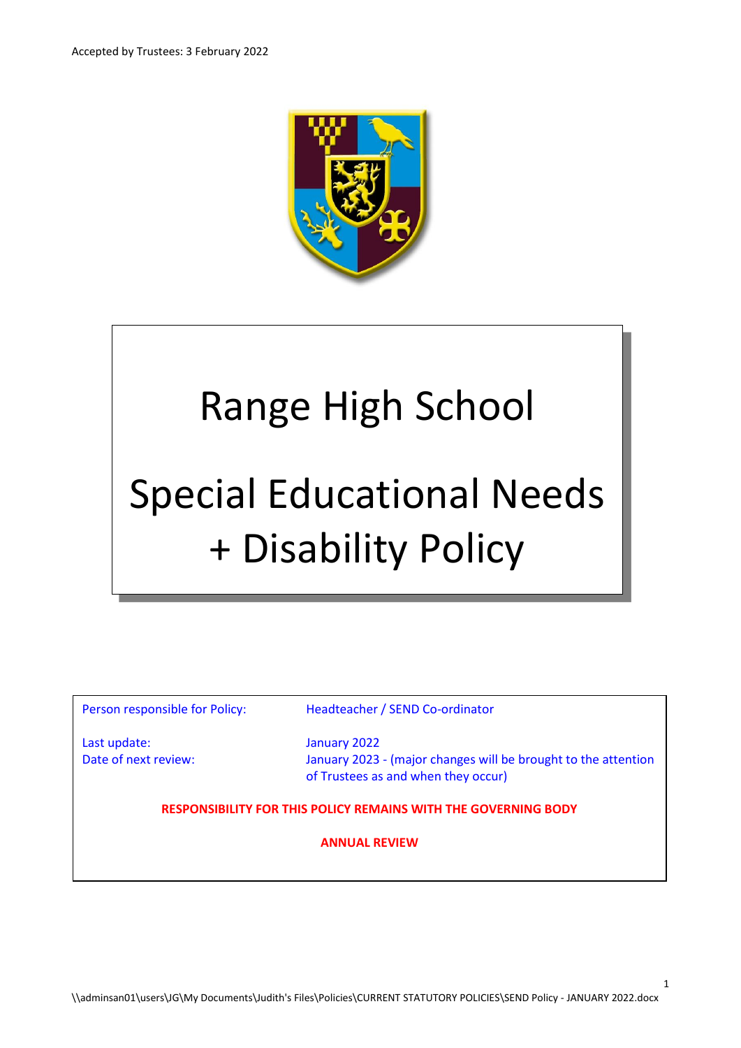Accepted by Trustees: 3 February 2022

# Range High School

# Special Educational Needs + Disability Policy

| | |
|---|---|
| Person responsible for Policy: | Headteacher / SEND Co-ordinator |
| Last update: | January 2022 |
| Date of next review: | January 2023 - (major changes will be brought to the attention of Trustees as and when they occur) |

**RESPONSIBILITY FOR THIS POLICY REMAINS WITH THE GOVERNING BODY**

**ANNUAL REVIEW**

\\adminsan01\users\JG\My Documents\Judith's Files\Policies\CURRENT STATUTORY POLICIES\SEND Policy - JANUARY 2022.docx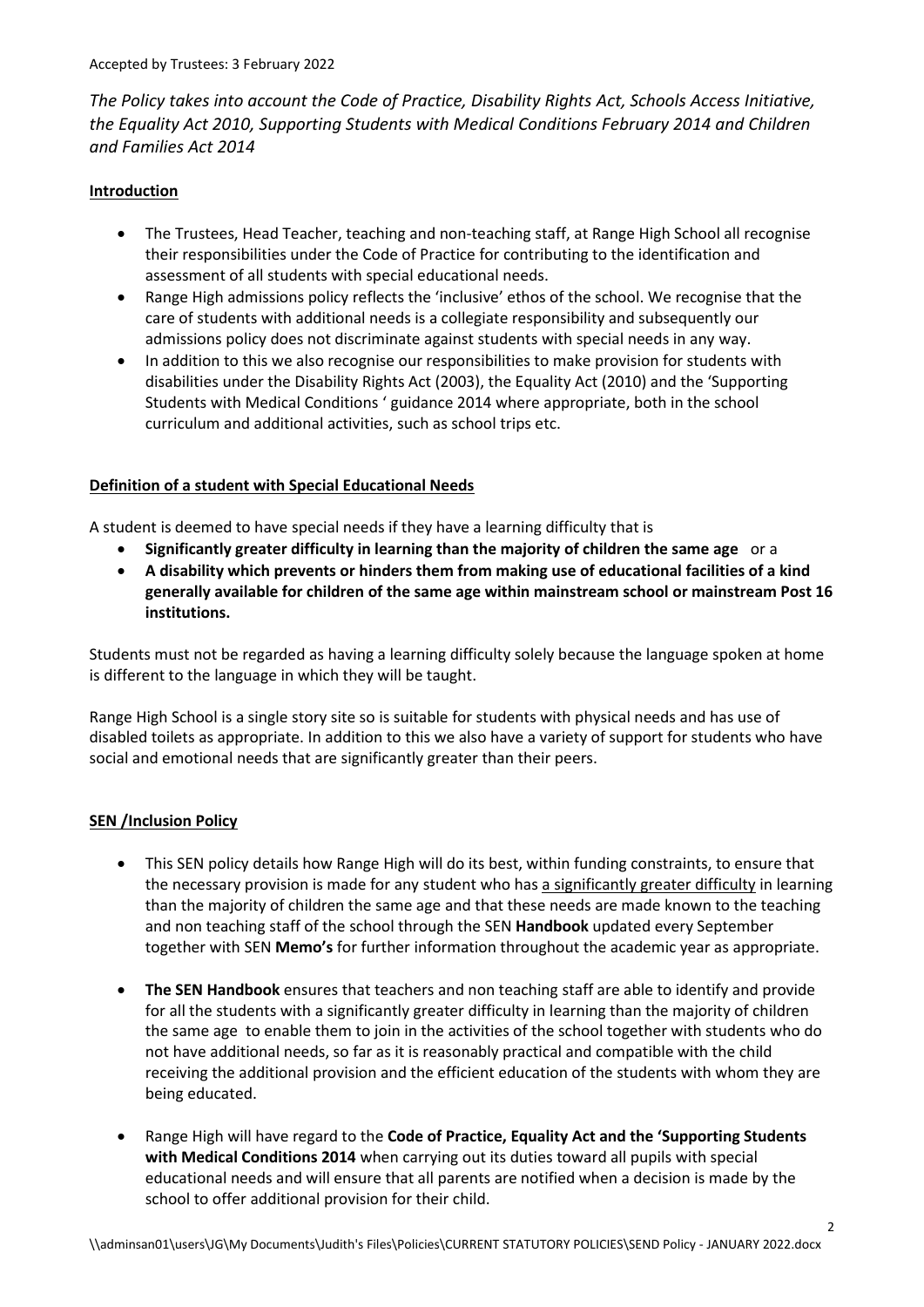Accepted by Trustees: 3 February 2022

*The Policy takes into account the Code of Practice, Disability Rights Act, Schools Access Initiative, the Equality Act 2010, Supporting Students with Medical Conditions February 2014 and Children and Families Act 2014*

## Introduction

- The Trustees, Head Teacher, teaching and non-teaching staff, at Range High School all recognise their responsibilities under the Code of Practice for contributing to the identification and assessment of all students with special educational needs.
- Range High admissions policy reflects the 'inclusive' ethos of the school. We recognise that the care of students with additional needs is a collegiate responsibility and subsequently our admissions policy does not discriminate against students with special needs in any way.
- In addition to this we also recognise our responsibilities to make provision for students with disabilities under the Disability Rights Act (2003), the Equality Act (2010) and the 'Supporting Students with Medical Conditions ' guidance 2014 where appropriate, both in the school curriculum and additional activities, such as school trips etc.

## Definition of a student with Special Educational Needs

A student is deemed to have special needs if they have a learning difficulty that is

- **Significantly greater difficulty in learning than the majority of children the same age** or a
- **A disability which prevents or hinders them from making use of educational facilities of a kind generally available for children of the same age within mainstream school or mainstream Post 16 institutions.**

Students must not be regarded as having a learning difficulty solely because the language spoken at home is different to the language in which they will be taught.

Range High School is a single story site so is suitable for students with physical needs and has use of disabled toilets as appropriate. In addition to this we also have a variety of support for students who have social and emotional needs that are significantly greater than their peers.

## SEN /Inclusion Policy

- This SEN policy details how Range High will do its best, within funding constraints, to ensure that the necessary provision is made for any student who has <u>a significantly greater difficulty</u> in learning than the majority of children the same age and that these needs are made known to the teaching and non teaching staff of the school through the SEN **Handbook** updated every September together with SEN **Memo's** for further information throughout the academic year as appropriate.
- **The SEN Handbook** ensures that teachers and non teaching staff are able to identify and provide for all the students with a significantly greater difficulty in learning than the majority of children the same age to enable them to join in the activities of the school together with students who do not have additional needs, so far as it is reasonably practical and compatible with the child receiving the additional provision and the efficient education of the students with whom they are being educated.
- Range High will have regard to the **Code of Practice, Equality Act and the 'Supporting Students with Medical Conditions 2014** when carrying out its duties toward all pupils with special educational needs and will ensure that all parents are notified when a decision is made by the school to offer additional provision for their child.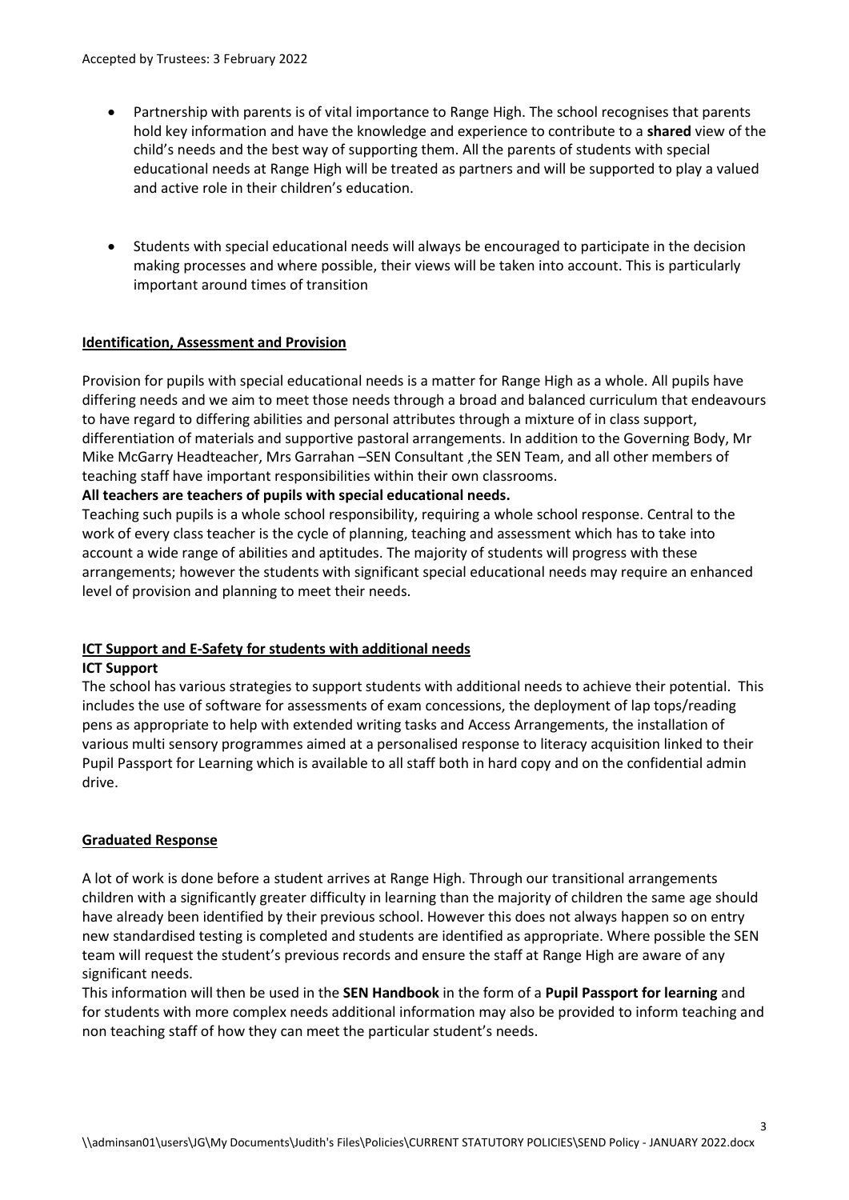- Partnership with parents is of vital importance to Range High. The school recognises that parents hold key information and have the knowledge and experience to contribute to a **shared** view of the child's needs and the best way of supporting them. All the parents of students with special educational needs at Range High will be treated as partners and will be supported to play a valued and active role in their children's education.

- Students with special educational needs will always be encouraged to participate in the decision making processes and where possible, their views will be taken into account. This is particularly important around times of transition

## Identification, Assessment and Provision

Provision for pupils with special educational needs is a matter for Range High as a whole. All pupils have differing needs and we aim to meet those needs through a broad and balanced curriculum that endeavours to have regard to differing abilities and personal attributes through a mixture of in class support, differentiation of materials and supportive pastoral arrangements. In addition to the Governing Body, Mr Mike McGarry Headteacher, Mrs Garrahan –SEN Consultant ,the SEN Team, and all other members of teaching staff have important responsibilities within their own classrooms.

**All teachers are teachers of pupils with special educational needs.**

Teaching such pupils is a whole school responsibility, requiring a whole school response. Central to the work of every class teacher is the cycle of planning, teaching and assessment which has to take into account a wide range of abilities and aptitudes. The majority of students will progress with these arrangements; however the students with significant special educational needs may require an enhanced level of provision and planning to meet their needs.

## ICT Support and E-Safety for students with additional needs

**ICT Support**

The school has various strategies to support students with additional needs to achieve their potential. This includes the use of software for assessments of exam concessions, the deployment of lap tops/reading pens as appropriate to help with extended writing tasks and Access Arrangements, the installation of various multi sensory programmes aimed at a personalised response to literacy acquisition linked to their Pupil Passport for Learning which is available to all staff both in hard copy and on the confidential admin drive.

## Graduated Response

A lot of work is done before a student arrives at Range High. Through our transitional arrangements children with a significantly greater difficulty in learning than the majority of children the same age should have already been identified by their previous school. However this does not always happen so on entry new standardised testing is completed and students are identified as appropriate. Where possible the SEN team will request the student's previous records and ensure the staff at Range High are aware of any significant needs.

This information will then be used in the **SEN Handbook** in the form of a **Pupil Passport for learning** and for students with more complex needs additional information may also be provided to inform teaching and non teaching staff of how they can meet the particular student's needs.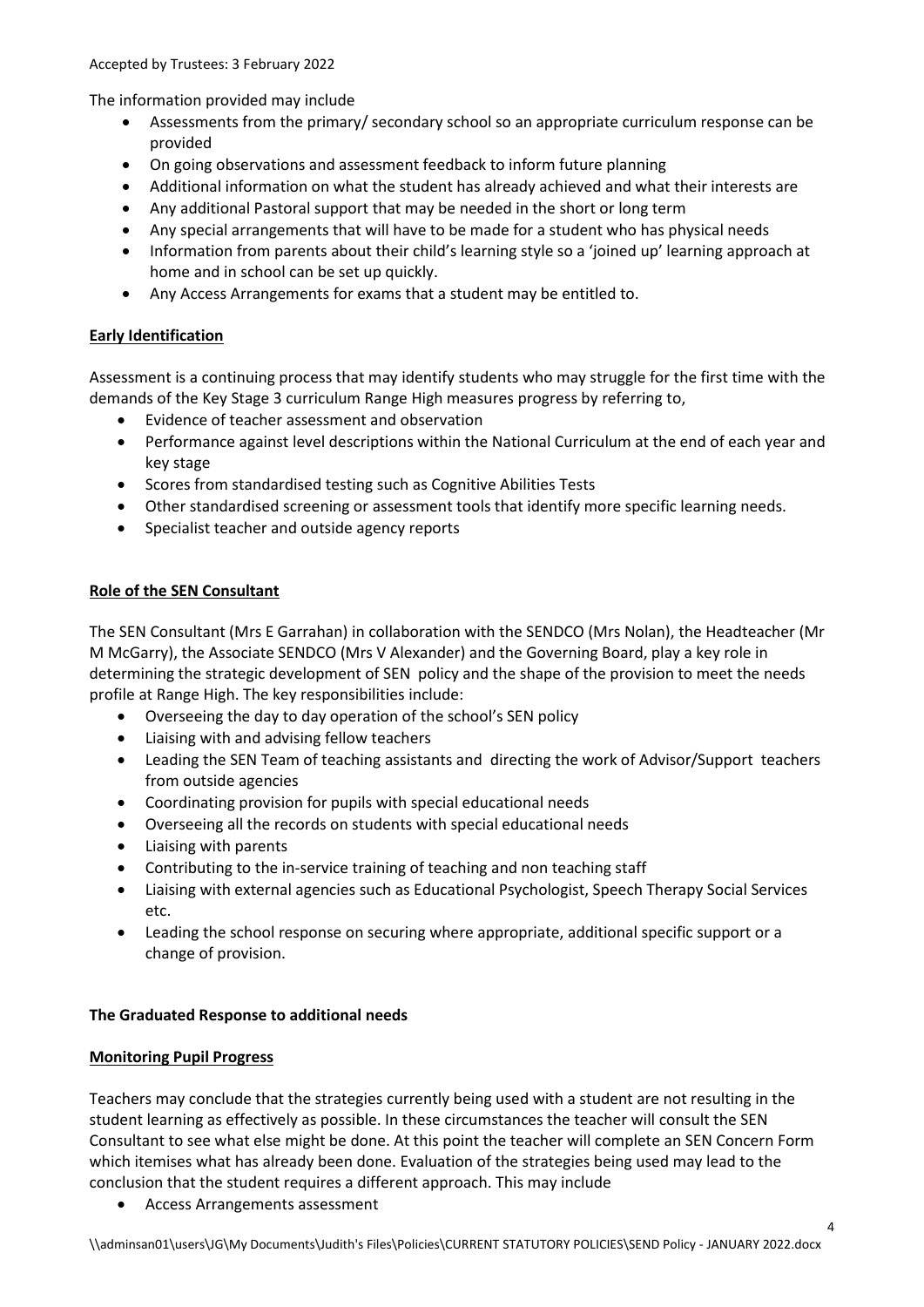The information provided may include

- Assessments from the primary/ secondary school so an appropriate curriculum response can be provided
- On going observations and assessment feedback to inform future planning
- Additional information on what the student has already achieved and what their interests are
- Any additional Pastoral support that may be needed in the short or long term
- Any special arrangements that will have to be made for a student who has physical needs
- Information from parents about their child's learning style so a 'joined up' learning approach at home and in school can be set up quickly.
- Any Access Arrangements for exams that a student may be entitled to.

## Early Identification

Assessment is a continuing process that may identify students who may struggle for the first time with the demands of the Key Stage 3 curriculum Range High measures progress by referring to,

- Evidence of teacher assessment and observation
- Performance against level descriptions within the National Curriculum at the end of each year and key stage
- Scores from standardised testing such as Cognitive Abilities Tests
- Other standardised screening or assessment tools that identify more specific learning needs.
- Specialist teacher and outside agency reports

## Role of the SEN Consultant

The SEN Consultant (Mrs E Garrahan) in collaboration with the SENDCO (Mrs Nolan), the Headteacher (Mr M McGarry), the Associate SENDCO (Mrs V Alexander) and the Governing Board, play a key role in determining the strategic development of SEN policy and the shape of the provision to meet the needs profile at Range High. The key responsibilities include:

- Overseeing the day to day operation of the school's SEN policy
- Liaising with and advising fellow teachers
- Leading the SEN Team of teaching assistants and directing the work of Advisor/Support teachers from outside agencies
- Coordinating provision for pupils with special educational needs
- Overseeing all the records on students with special educational needs
- Liaising with parents
- Contributing to the in-service training of teaching and non teaching staff
- Liaising with external agencies such as Educational Psychologist, Speech Therapy Social Services etc.
- Leading the school response on securing where appropriate, additional specific support or a change of provision.

## The Graduated Response to additional needs

## Monitoring Pupil Progress

Teachers may conclude that the strategies currently being used with a student are not resulting in the student learning as effectively as possible. In these circumstances the teacher will consult the SEN Consultant to see what else might be done. At this point the teacher will complete an SEN Concern Form which itemises what has already been done. Evaluation of the strategies being used may lead to the conclusion that the student requires a different approach. This may include

- Access Arrangements assessment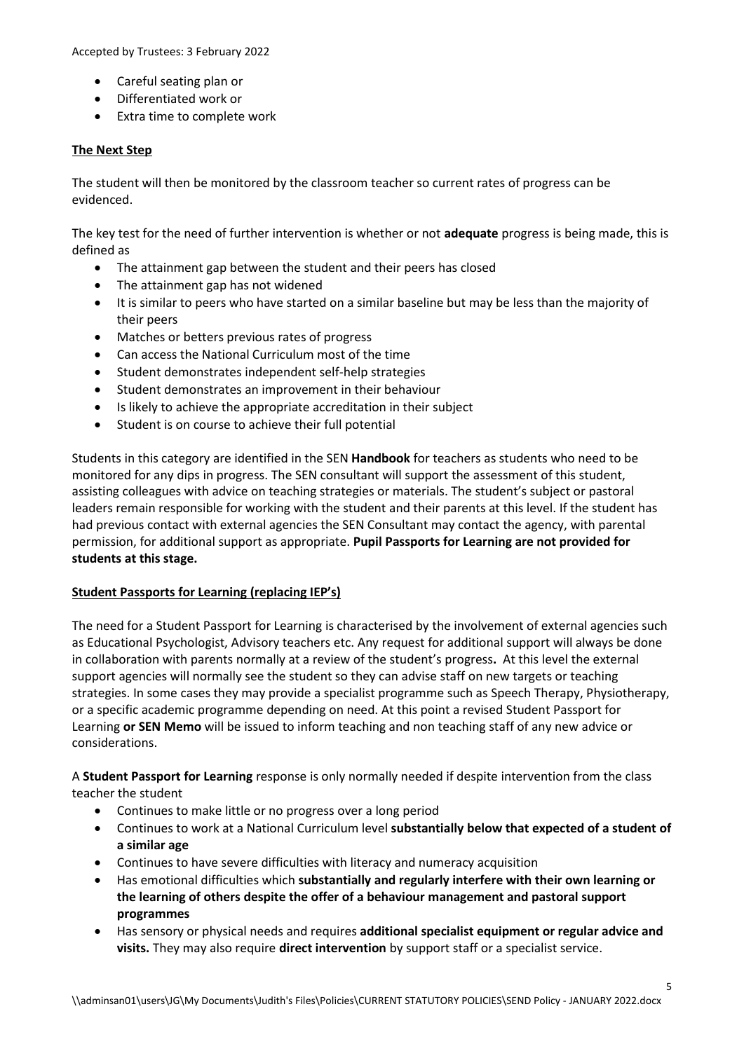- Careful seating plan or
- Differentiated work or
- Extra time to complete work

**The Next Step**

The student will then be monitored by the classroom teacher so current rates of progress can be evidenced.

The key test for the need of further intervention is whether or not **adequate** progress is being made, this is defined as

- The attainment gap between the student and their peers has closed
- The attainment gap has not widened
- It is similar to peers who have started on a similar baseline but may be less than the majority of their peers
- Matches or betters previous rates of progress
- Can access the National Curriculum most of the time
- Student demonstrates independent self-help strategies
- Student demonstrates an improvement in their behaviour
- Is likely to achieve the appropriate accreditation in their subject
- Student is on course to achieve their full potential

Students in this category are identified in the SEN **Handbook** for teachers as students who need to be monitored for any dips in progress. The SEN consultant will support the assessment of this student, assisting colleagues with advice on teaching strategies or materials. The student's subject or pastoral leaders remain responsible for working with the student and their parents at this level. If the student has had previous contact with external agencies the SEN Consultant may contact the agency, with parental permission, for additional support as appropriate. **Pupil Passports for Learning are not provided for students at this stage.**

**Student Passports for Learning (replacing IEP's)**

The need for a Student Passport for Learning is characterised by the involvement of external agencies such as Educational Psychologist, Advisory teachers etc. Any request for additional support will always be done in collaboration with parents normally at a review of the student's progress**.** At this level the external support agencies will normally see the student so they can advise staff on new targets or teaching strategies. In some cases they may provide a specialist programme such as Speech Therapy, Physiotherapy, or a specific academic programme depending on need. At this point a revised Student Passport for Learning **or SEN Memo** will be issued to inform teaching and non teaching staff of any new advice or considerations.

A **Student Passport for Learning** response is only normally needed if despite intervention from the class teacher the student

- Continues to make little or no progress over a long period
- Continues to work at a National Curriculum level **substantially below that expected of a student of a similar age**
- Continues to have severe difficulties with literacy and numeracy acquisition
- Has emotional difficulties which **substantially and regularly interfere with their own learning or the learning of others despite the offer of a behaviour management and pastoral support programmes**
- Has sensory or physical needs and requires **additional specialist equipment or regular advice and visits.** They may also require **direct intervention** by support staff or a specialist service.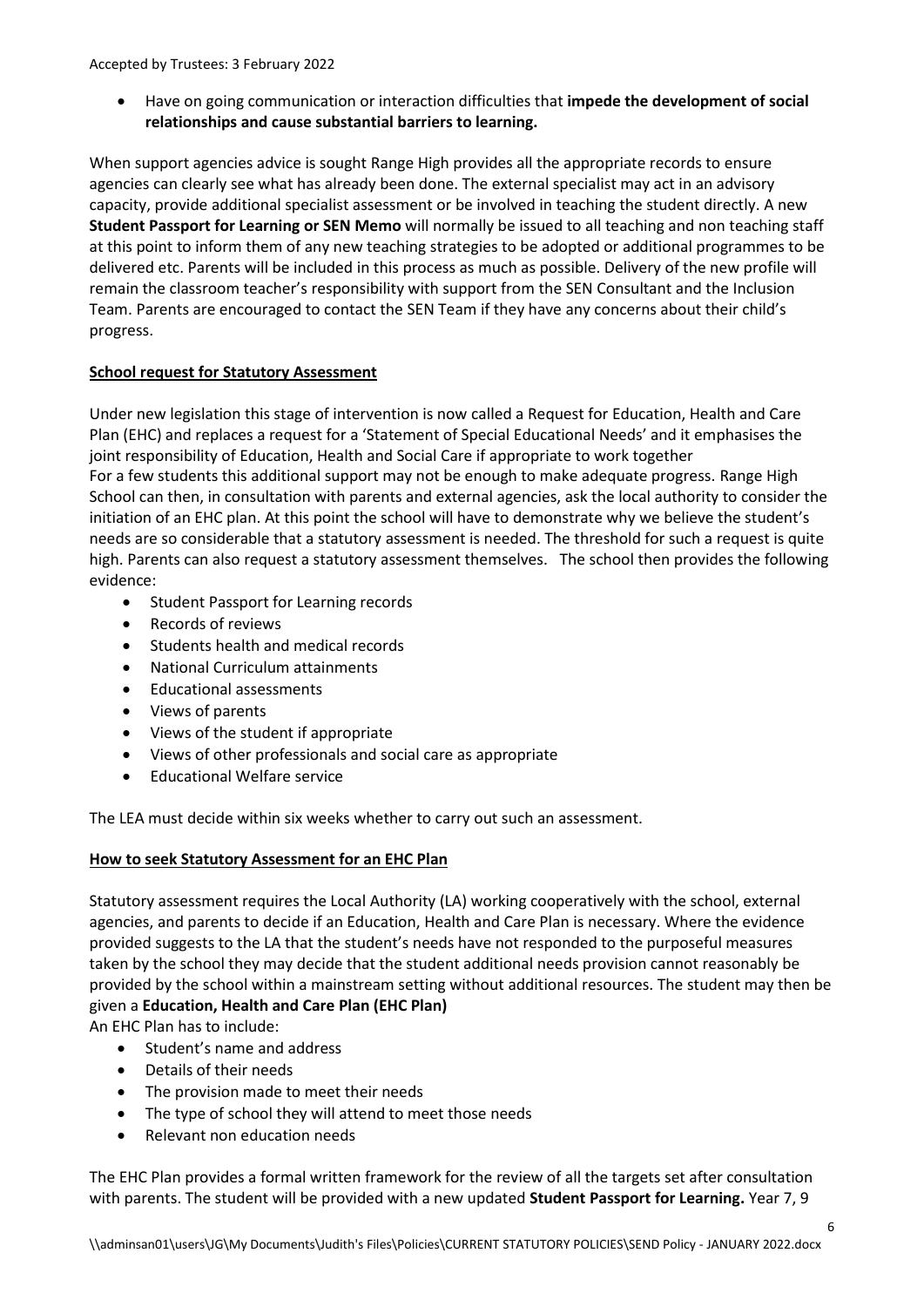- Have on going communication or interaction difficulties that **impede the development of social relationships and cause substantial barriers to learning.**

When support agencies advice is sought Range High provides all the appropriate records to ensure agencies can clearly see what has already been done. The external specialist may act in an advisory capacity, provide additional specialist assessment or be involved in teaching the student directly. A new **Student Passport for Learning or SEN Memo** will normally be issued to all teaching and non teaching staff at this point to inform them of any new teaching strategies to be adopted or additional programmes to be delivered etc. Parents will be included in this process as much as possible. Delivery of the new profile will remain the classroom teacher's responsibility with support from the SEN Consultant and the Inclusion Team. Parents are encouraged to contact the SEN Team if they have any concerns about their child's progress.

**<u>School request for Statutory Assessment</u>**

Under new legislation this stage of intervention is now called a Request for Education, Health and Care Plan (EHC) and replaces a request for a 'Statement of Special Educational Needs' and it emphasises the joint responsibility of Education, Health and Social Care if appropriate to work together
For a few students this additional support may not be enough to make adequate progress. Range High School can then, in consultation with parents and external agencies, ask the local authority to consider the initiation of an EHC plan. At this point the school will have to demonstrate why we believe the student's needs are so considerable that a statutory assessment is needed. The threshold for such a request is quite high. Parents can also request a statutory assessment themselves. The school then provides the following evidence:

- Student Passport for Learning records
- Records of reviews
- Students health and medical records
- National Curriculum attainments
- Educational assessments
- Views of parents
- Views of the student if appropriate
- Views of other professionals and social care as appropriate
- Educational Welfare service

The LEA must decide within six weeks whether to carry out such an assessment.

**<u>How to seek Statutory Assessment for an EHC Plan</u>**

Statutory assessment requires the Local Authority (LA) working cooperatively with the school, external agencies, and parents to decide if an Education, Health and Care Plan is necessary. Where the evidence provided suggests to the LA that the student's needs have not responded to the purposeful measures taken by the school they may decide that the student additional needs provision cannot reasonably be provided by the school within a mainstream setting without additional resources. The student may then be given a **Education, Health and Care Plan (EHC Plan)**
An EHC Plan has to include:

- Student's name and address
- Details of their needs
- The provision made to meet their needs
- The type of school they will attend to meet those needs
- Relevant non education needs

The EHC Plan provides a formal written framework for the review of all the targets set after consultation with parents. The student will be provided with a new updated **Student Passport for Learning.** Year 7, 9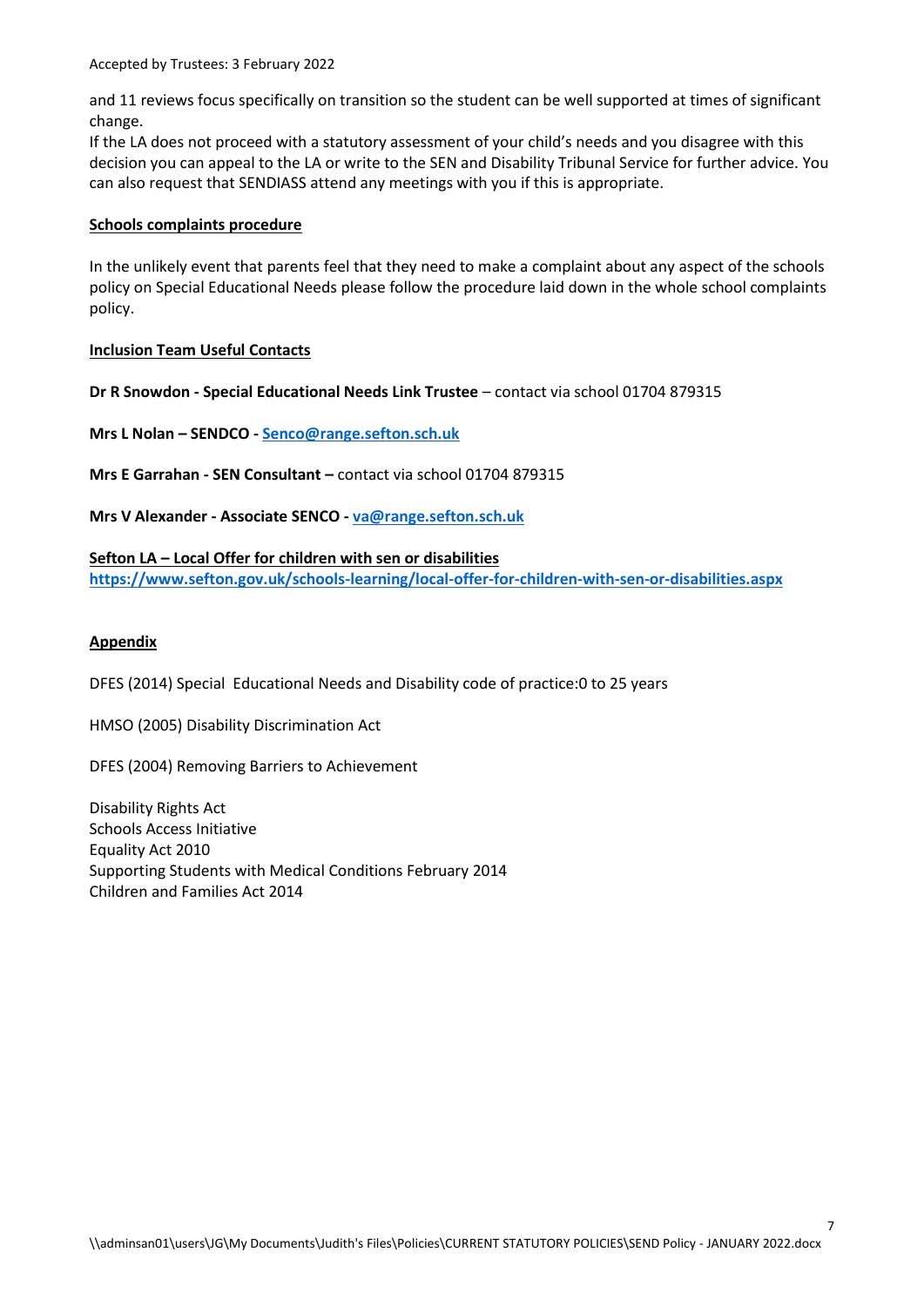and 11 reviews focus specifically on transition so the student can be well supported at times of significant change.
If the LA does not proceed with a statutory assessment of your child's needs and you disagree with this decision you can appeal to the LA or write to the SEN and Disability Tribunal Service for further advice. You can also request that SENDIASS attend any meetings with you if this is appropriate.

## Schools complaints procedure

In the unlikely event that parents feel that they need to make a complaint about any aspect of the schools policy on Special Educational Needs please follow the procedure laid down in the whole school complaints policy.

## Inclusion Team Useful Contacts

**Dr R Snowdon - Special Educational Needs Link Trustee** – contact via school 01704 879315

**Mrs L Nolan – SENDCO - Senco@range.sefton.sch.uk**

**Mrs E Garrahan - SEN Consultant –** contact via school 01704 879315

**Mrs V Alexander - Associate SENCO - va@range.sefton.sch.uk**

**Sefton LA – Local Offer for children with sen or disabilities**
**https://www.sefton.gov.uk/schools-learning/local-offer-for-children-with-sen-or-disabilities.aspx**

## Appendix

DFES (2014) Special Educational Needs and Disability code of practice:0 to 25 years

HMSO (2005) Disability Discrimination Act

DFES (2004) Removing Barriers to Achievement

Disability Rights Act
Schools Access Initiative
Equality Act 2010
Supporting Students with Medical Conditions February 2014
Children and Families Act 2014